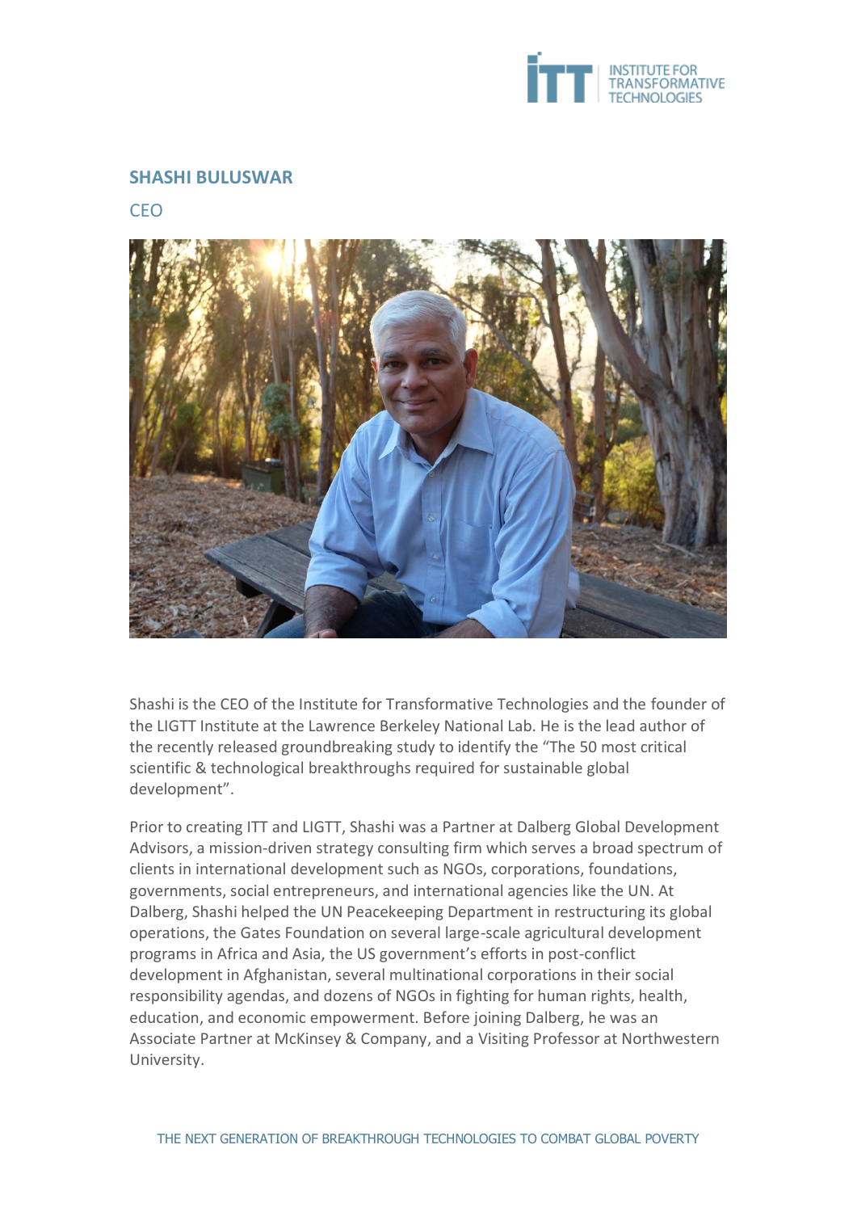# SHASHI BULUSWAR

## CEO

Shashi is the CEO of the Institute for Transformative Technologies and the founder of the LIGTT Institute at the Lawrence Berkeley National Lab. He is the lead author of the recently released groundbreaking study to identify the "The 50 most critical scientific & technological breakthroughs required for sustainable global development".

Prior to creating ITT and LIGTT, Shashi was a Partner at Dalberg Global Development Advisors, a mission-driven strategy consulting firm which serves a broad spectrum of clients in international development such as NGOs, corporations, foundations, governments, social entrepreneurs, and international agencies like the UN. At Dalberg, Shashi helped the UN Peacekeeping Department in restructuring its global operations, the Gates Foundation on several large-scale agricultural development programs in Africa and Asia, the US government's efforts in post-conflict development in Afghanistan, several multinational corporations in their social responsibility agendas, and dozens of NGOs in fighting for human rights, health, education, and economic empowerment. Before joining Dalberg, he was an Associate Partner at McKinsey & Company, and a Visiting Professor at Northwestern University.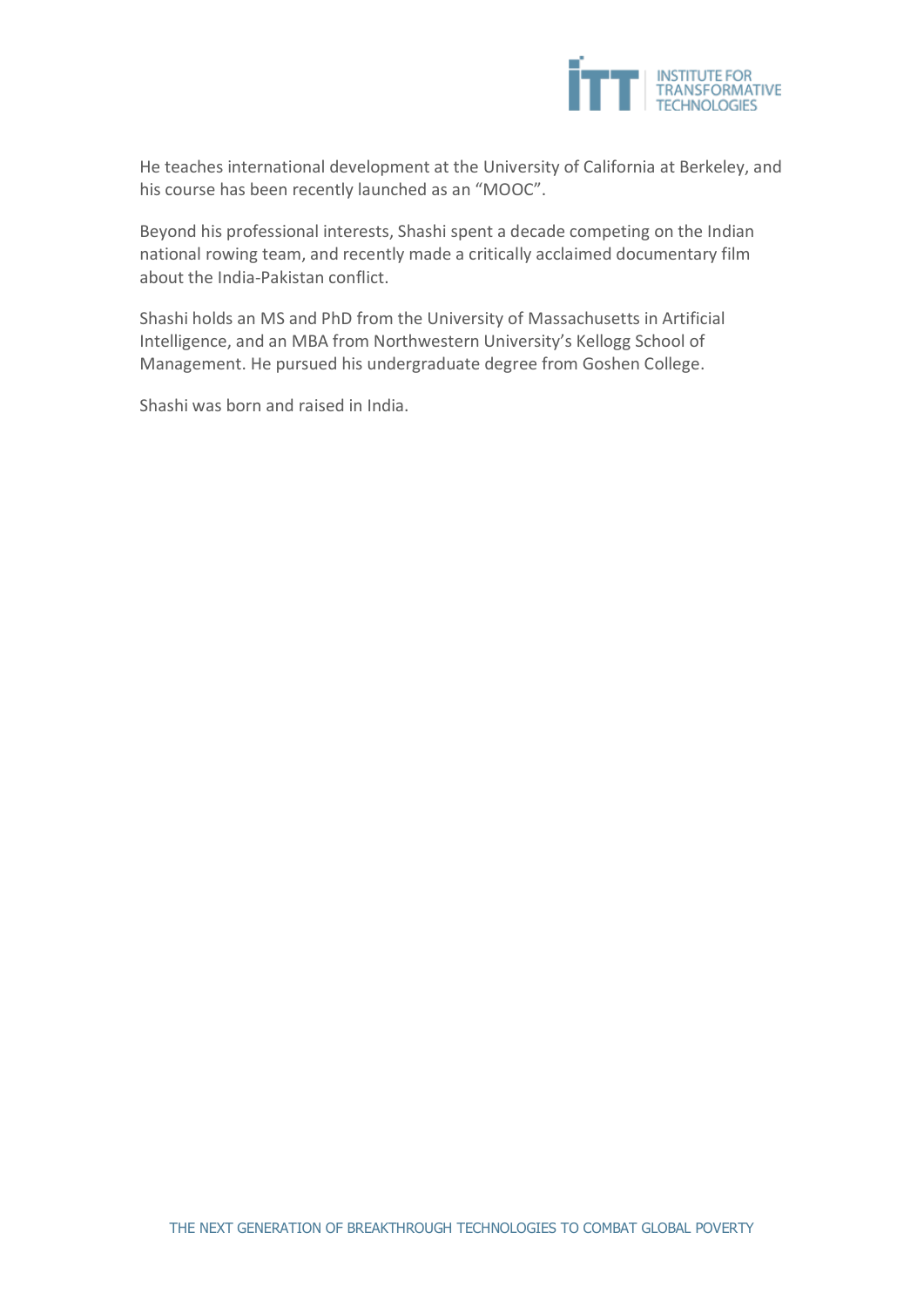He teaches international development at the University of California at Berkeley, and his course has been recently launched as an "MOOC".

Beyond his professional interests, Shashi spent a decade competing on the Indian national rowing team, and recently made a critically acclaimed documentary film about the India-Pakistan conflict.

Shashi holds an MS and PhD from the University of Massachusetts in Artificial Intelligence, and an MBA from Northwestern University's Kellogg School of Management. He pursued his undergraduate degree from Goshen College.

Shashi was born and raised in India.